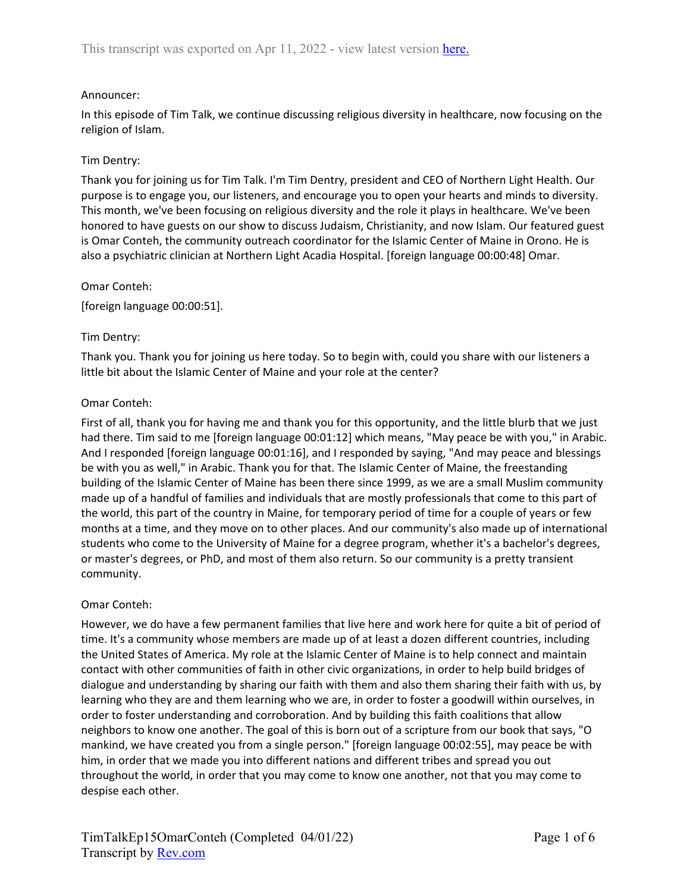This transcript was exported on Apr 11, 2022 - view latest version [here.](#)

Announcer:

In this episode of Tim Talk, we continue discussing religious diversity in healthcare, now focusing on the religion of Islam.

Tim Dentry:

Thank you for joining us for Tim Talk. I'm Tim Dentry, president and CEO of Northern Light Health. Our purpose is to engage you, our listeners, and encourage you to open your hearts and minds to diversity. This month, we've been focusing on religious diversity and the role it plays in healthcare. We've been honored to have guests on our show to discuss Judaism, Christianity, and now Islam. Our featured guest is Omar Conteh, the community outreach coordinator for the Islamic Center of Maine in Orono. He is also a psychiatric clinician at Northern Light Acadia Hospital. [foreign language 00:00:48] Omar.

Omar Conteh:

[foreign language 00:00:51].

Tim Dentry:

Thank you. Thank you for joining us here today. So to begin with, could you share with our listeners a little bit about the Islamic Center of Maine and your role at the center?

Omar Conteh:

First of all, thank you for having me and thank you for this opportunity, and the little blurb that we just had there. Tim said to me [foreign language 00:01:12] which means, "May peace be with you," in Arabic. And I responded [foreign language 00:01:16], and I responded by saying, "And may peace and blessings be with you as well," in Arabic. Thank you for that. The Islamic Center of Maine, the freestanding building of the Islamic Center of Maine has been there since 1999, as we are a small Muslim community made up of a handful of families and individuals that are mostly professionals that come to this part of the world, this part of the country in Maine, for temporary period of time for a couple of years or few months at a time, and they move on to other places. And our community's also made up of international students who come to the University of Maine for a degree program, whether it's a bachelor's degrees, or master's degrees, or PhD, and most of them also return. So our community is a pretty transient community.

Omar Conteh:

However, we do have a few permanent families that live here and work here for quite a bit of period of time. It's a community whose members are made up of at least a dozen different countries, including the United States of America. My role at the Islamic Center of Maine is to help connect and maintain contact with other communities of faith in other civic organizations, in order to help build bridges of dialogue and understanding by sharing our faith with them and also them sharing their faith with us, by learning who they are and them learning who we are, in order to foster a goodwill within ourselves, in order to foster understanding and corroboration. And by building this faith coalitions that allow neighbors to know one another. The goal of this is born out of a scripture from our book that says, "O mankind, we have created you from a single person." [foreign language 00:02:55], may peace be with him, in order that we made you into different nations and different tribes and spread you out throughout the world, in order that you may come to know one another, not that you may come to despise each other.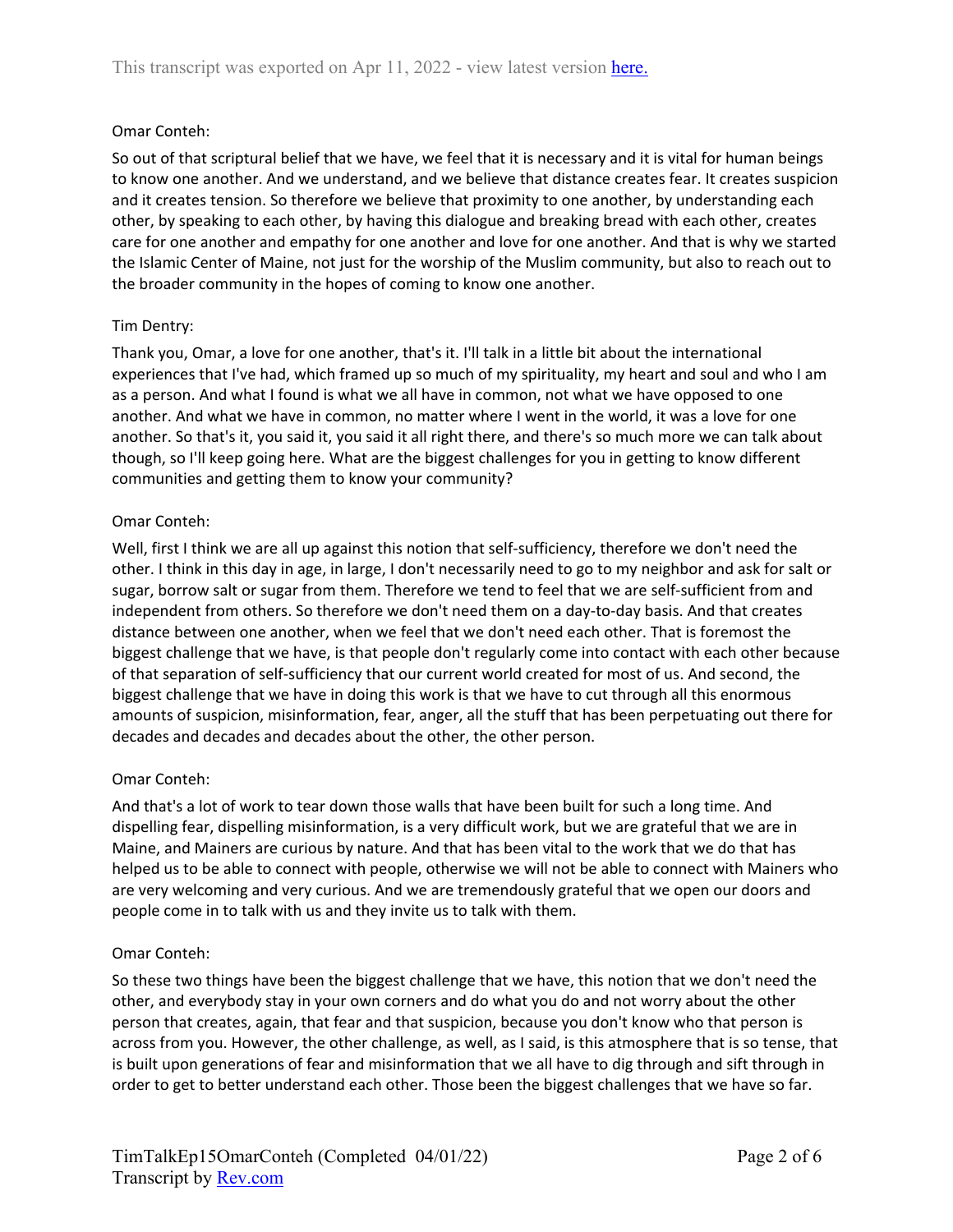Omar Conteh:

So out of that scriptural belief that we have, we feel that it is necessary and it is vital for human beings to know one another. And we understand, and we believe that distance creates fear. It creates suspicion and it creates tension. So therefore we believe that proximity to one another, by understanding each other, by speaking to each other, by having this dialogue and breaking bread with each other, creates care for one another and empathy for one another and love for one another. And that is why we started the Islamic Center of Maine, not just for the worship of the Muslim community, but also to reach out to the broader community in the hopes of coming to know one another.

Tim Dentry:

Thank you, Omar, a love for one another, that's it. I'll talk in a little bit about the international experiences that I've had, which framed up so much of my spirituality, my heart and soul and who I am as a person. And what I found is what we all have in common, not what we have opposed to one another. And what we have in common, no matter where I went in the world, it was a love for one another. So that's it, you said it, you said it all right there, and there's so much more we can talk about though, so I'll keep going here. What are the biggest challenges for you in getting to know different communities and getting them to know your community?

Omar Conteh:

Well, first I think we are all up against this notion that self-sufficiency, therefore we don't need the other. I think in this day in age, in large, I don't necessarily need to go to my neighbor and ask for salt or sugar, borrow salt or sugar from them. Therefore we tend to feel that we are self-sufficient from and independent from others. So therefore we don't need them on a day-to-day basis. And that creates distance between one another, when we feel that we don't need each other. That is foremost the biggest challenge that we have, is that people don't regularly come into contact with each other because of that separation of self-sufficiency that our current world created for most of us. And second, the biggest challenge that we have in doing this work is that we have to cut through all this enormous amounts of suspicion, misinformation, fear, anger, all the stuff that has been perpetuating out there for decades and decades and decades about the other, the other person.

Omar Conteh:

And that's a lot of work to tear down those walls that have been built for such a long time. And dispelling fear, dispelling misinformation, is a very difficult work, but we are grateful that we are in Maine, and Mainers are curious by nature. And that has been vital to the work that we do that has helped us to be able to connect with people, otherwise we will not be able to connect with Mainers who are very welcoming and very curious. And we are tremendously grateful that we open our doors and people come in to talk with us and they invite us to talk with them.

Omar Conteh:

So these two things have been the biggest challenge that we have, this notion that we don't need the other, and everybody stay in your own corners and do what you do and not worry about the other person that creates, again, that fear and that suspicion, because you don't know who that person is across from you. However, the other challenge, as well, as I said, is this atmosphere that is so tense, that is built upon generations of fear and misinformation that we all have to dig through and sift through in order to get to better understand each other. Those been the biggest challenges that we have so far.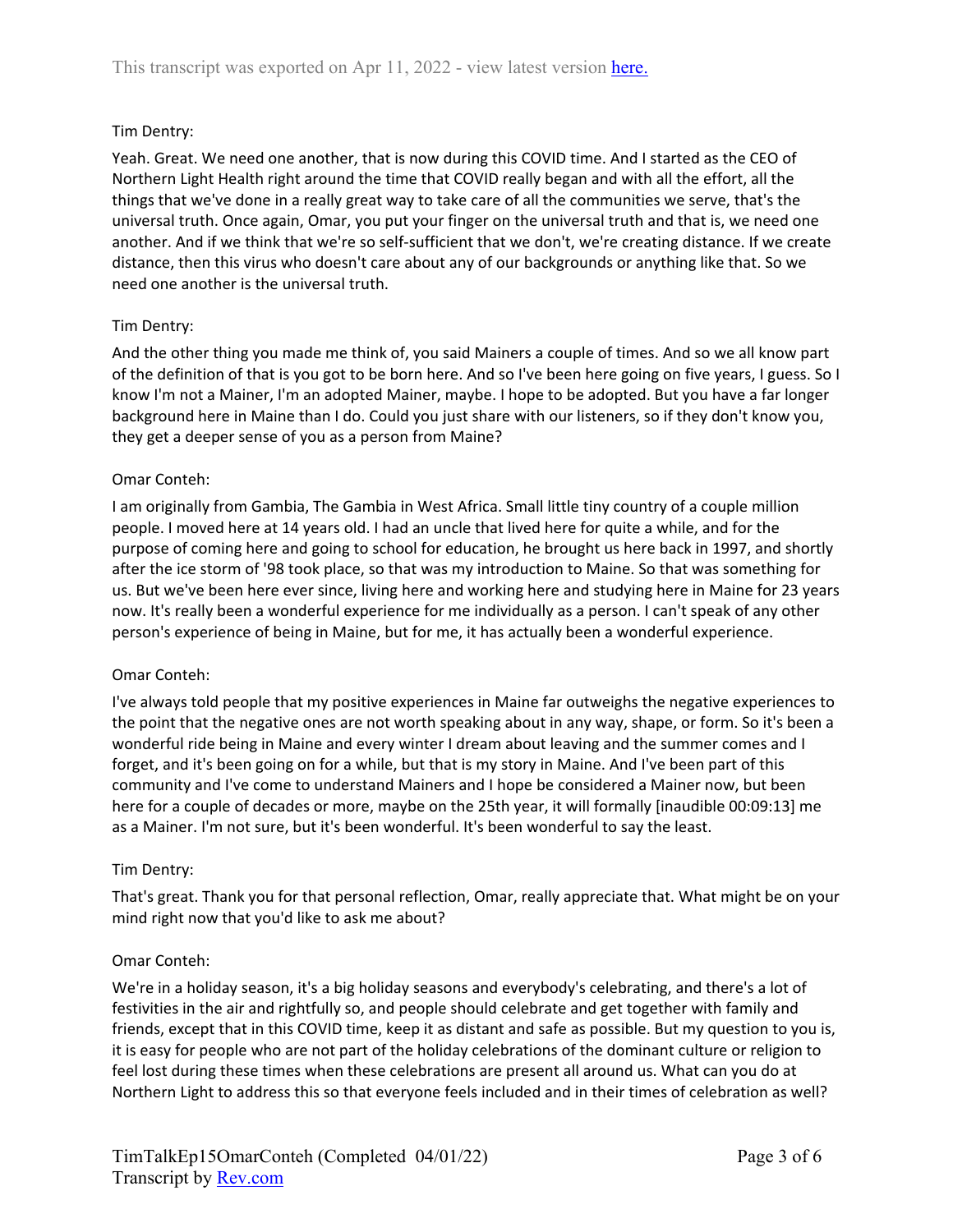Tim Dentry:

Yeah. Great. We need one another, that is now during this COVID time. And I started as the CEO of Northern Light Health right around the time that COVID really began and with all the effort, all the things that we've done in a really great way to take care of all the communities we serve, that's the universal truth. Once again, Omar, you put your finger on the universal truth and that is, we need one another. And if we think that we're so self-sufficient that we don't, we're creating distance. If we create distance, then this virus who doesn't care about any of our backgrounds or anything like that. So we need one another is the universal truth.

Tim Dentry:

And the other thing you made me think of, you said Mainers a couple of times. And so we all know part of the definition of that is you got to be born here. And so I've been here going on five years, I guess. So I know I'm not a Mainer, I'm an adopted Mainer, maybe. I hope to be adopted. But you have a far longer background here in Maine than I do. Could you just share with our listeners, so if they don't know you, they get a deeper sense of you as a person from Maine?

Omar Conteh:

I am originally from Gambia, The Gambia in West Africa. Small little tiny country of a couple million people. I moved here at 14 years old. I had an uncle that lived here for quite a while, and for the purpose of coming here and going to school for education, he brought us here back in 1997, and shortly after the ice storm of '98 took place, so that was my introduction to Maine. So that was something for us. But we've been here ever since, living here and working here and studying here in Maine for 23 years now. It's really been a wonderful experience for me individually as a person. I can't speak of any other person's experience of being in Maine, but for me, it has actually been a wonderful experience.

Omar Conteh:

I've always told people that my positive experiences in Maine far outweighs the negative experiences to the point that the negative ones are not worth speaking about in any way, shape, or form. So it's been a wonderful ride being in Maine and every winter I dream about leaving and the summer comes and I forget, and it's been going on for a while, but that is my story in Maine. And I've been part of this community and I've come to understand Mainers and I hope be considered a Mainer now, but been here for a couple of decades or more, maybe on the 25th year, it will formally [inaudible 00:09:13] me as a Mainer. I'm not sure, but it's been wonderful. It's been wonderful to say the least.

Tim Dentry:

That's great. Thank you for that personal reflection, Omar, really appreciate that. What might be on your mind right now that you'd like to ask me about?

Omar Conteh:

We're in a holiday season, it's a big holiday seasons and everybody's celebrating, and there's a lot of festivities in the air and rightfully so, and people should celebrate and get together with family and friends, except that in this COVID time, keep it as distant and safe as possible. But my question to you is, it is easy for people who are not part of the holiday celebrations of the dominant culture or religion to feel lost during these times when these celebrations are present all around us. What can you do at Northern Light to address this so that everyone feels included and in their times of celebration as well?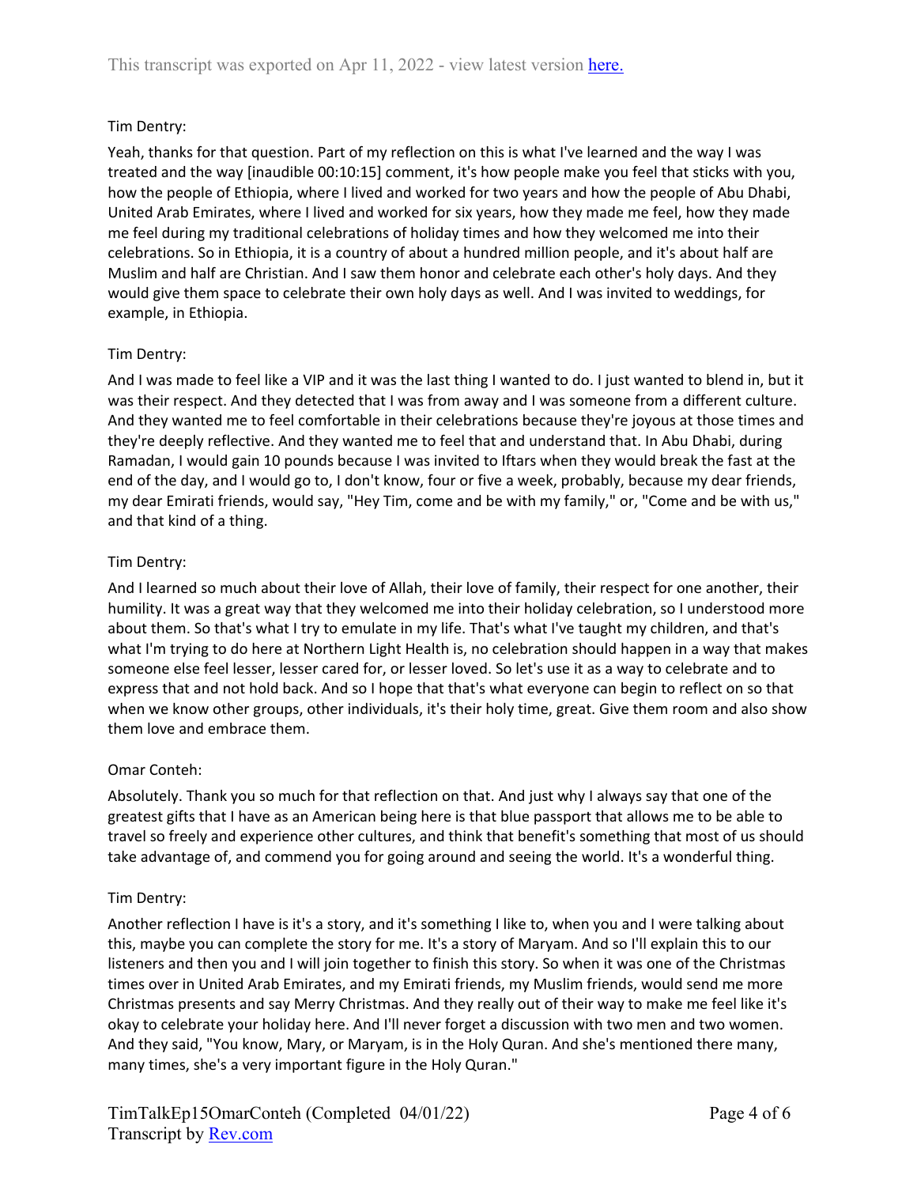Tim Dentry:

Yeah, thanks for that question. Part of my reflection on this is what I've learned and the way I was treated and the way [inaudible 00:10:15] comment, it's how people make you feel that sticks with you, how the people of Ethiopia, where I lived and worked for two years and how the people of Abu Dhabi, United Arab Emirates, where I lived and worked for six years, how they made me feel, how they made me feel during my traditional celebrations of holiday times and how they welcomed me into their celebrations. So in Ethiopia, it is a country of about a hundred million people, and it's about half are Muslim and half are Christian. And I saw them honor and celebrate each other's holy days. And they would give them space to celebrate their own holy days as well. And I was invited to weddings, for example, in Ethiopia.

Tim Dentry:

And I was made to feel like a VIP and it was the last thing I wanted to do. I just wanted to blend in, but it was their respect. And they detected that I was from away and I was someone from a different culture. And they wanted me to feel comfortable in their celebrations because they're joyous at those times and they're deeply reflective. And they wanted me to feel that and understand that. In Abu Dhabi, during Ramadan, I would gain 10 pounds because I was invited to Iftars when they would break the fast at the end of the day, and I would go to, I don't know, four or five a week, probably, because my dear friends, my dear Emirati friends, would say, "Hey Tim, come and be with my family," or, "Come and be with us," and that kind of a thing.

Tim Dentry:

And I learned so much about their love of Allah, their love of family, their respect for one another, their humility. It was a great way that they welcomed me into their holiday celebration, so I understood more about them. So that's what I try to emulate in my life. That's what I've taught my children, and that's what I'm trying to do here at Northern Light Health is, no celebration should happen in a way that makes someone else feel lesser, lesser cared for, or lesser loved. So let's use it as a way to celebrate and to express that and not hold back. And so I hope that that's what everyone can begin to reflect on so that when we know other groups, other individuals, it's their holy time, great. Give them room and also show them love and embrace them.

Omar Conteh:

Absolutely. Thank you so much for that reflection on that. And just why I always say that one of the greatest gifts that I have as an American being here is that blue passport that allows me to be able to travel so freely and experience other cultures, and think that benefit's something that most of us should take advantage of, and commend you for going around and seeing the world. It's a wonderful thing.

Tim Dentry:

Another reflection I have is it's a story, and it's something I like to, when you and I were talking about this, maybe you can complete the story for me. It's a story of Maryam. And so I'll explain this to our listeners and then you and I will join together to finish this story. So when it was one of the Christmas times over in United Arab Emirates, and my Emirati friends, my Muslim friends, would send me more Christmas presents and say Merry Christmas. And they really out of their way to make me feel like it's okay to celebrate your holiday here. And I'll never forget a discussion with two men and two women. And they said, "You know, Mary, or Maryam, is in the Holy Quran. And she's mentioned there many, many times, she's a very important figure in the Holy Quran."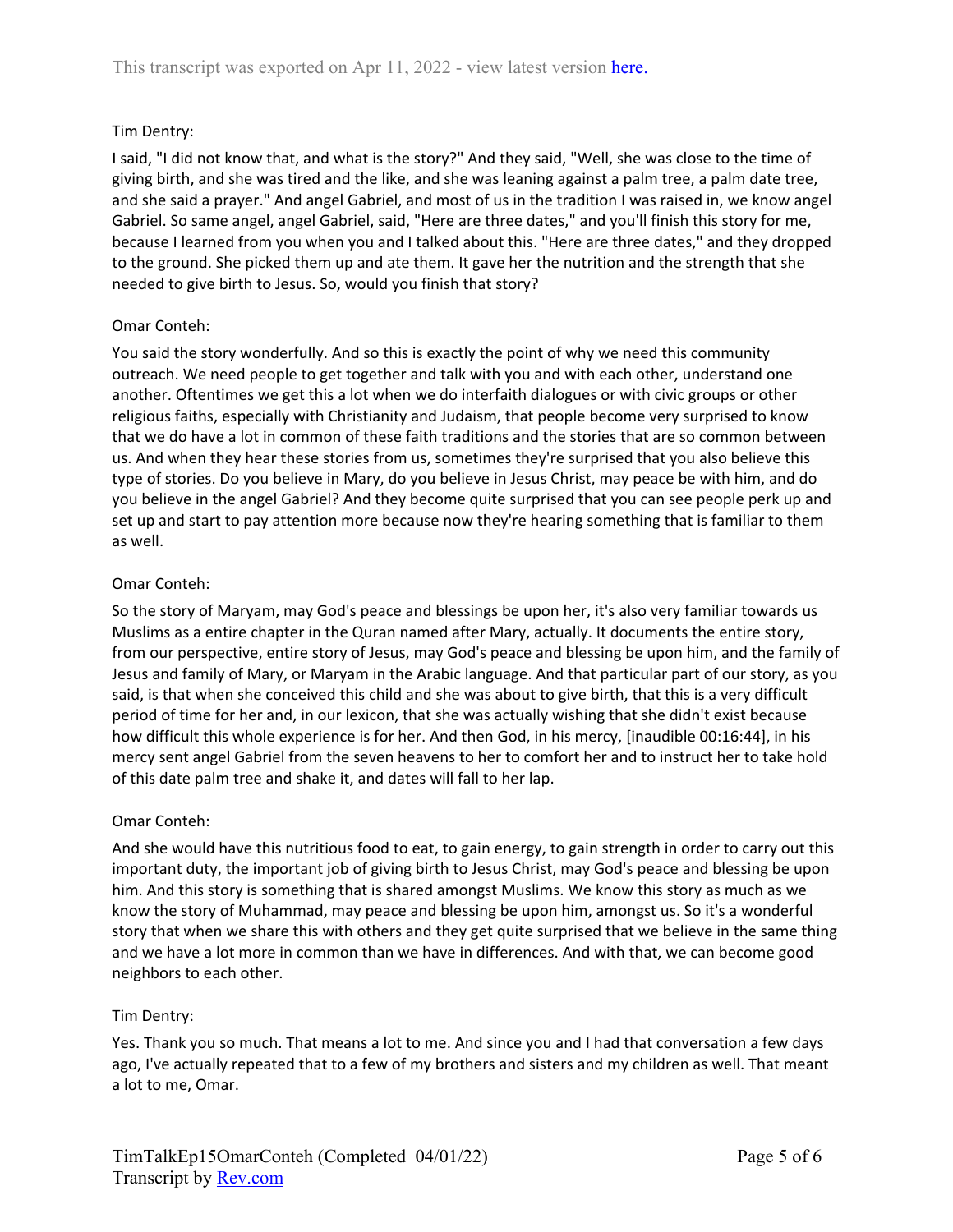Tim Dentry:

I said, "I did not know that, and what is the story?" And they said, "Well, she was close to the time of giving birth, and she was tired and the like, and she was leaning against a palm tree, a palm date tree, and she said a prayer." And angel Gabriel, and most of us in the tradition I was raised in, we know angel Gabriel. So same angel, angel Gabriel, said, "Here are three dates," and you'll finish this story for me, because I learned from you when you and I talked about this. "Here are three dates," and they dropped to the ground. She picked them up and ate them. It gave her the nutrition and the strength that she needed to give birth to Jesus. So, would you finish that story?

Omar Conteh:

You said the story wonderfully. And so this is exactly the point of why we need this community outreach. We need people to get together and talk with you and with each other, understand one another. Oftentimes we get this a lot when we do interfaith dialogues or with civic groups or other religious faiths, especially with Christianity and Judaism, that people become very surprised to know that we do have a lot in common of these faith traditions and the stories that are so common between us. And when they hear these stories from us, sometimes they're surprised that you also believe this type of stories. Do you believe in Mary, do you believe in Jesus Christ, may peace be with him, and do you believe in the angel Gabriel? And they become quite surprised that you can see people perk up and set up and start to pay attention more because now they're hearing something that is familiar to them as well.

Omar Conteh:

So the story of Maryam, may God's peace and blessings be upon her, it's also very familiar towards us Muslims as a entire chapter in the Quran named after Mary, actually. It documents the entire story, from our perspective, entire story of Jesus, may God's peace and blessing be upon him, and the family of Jesus and family of Mary, or Maryam in the Arabic language. And that particular part of our story, as you said, is that when she conceived this child and she was about to give birth, that this is a very difficult period of time for her and, in our lexicon, that she was actually wishing that she didn't exist because how difficult this whole experience is for her. And then God, in his mercy, [inaudible 00:16:44], in his mercy sent angel Gabriel from the seven heavens to her to comfort her and to instruct her to take hold of this date palm tree and shake it, and dates will fall to her lap.

Omar Conteh:

And she would have this nutritious food to eat, to gain energy, to gain strength in order to carry out this important duty, the important job of giving birth to Jesus Christ, may God's peace and blessing be upon him. And this story is something that is shared amongst Muslims. We know this story as much as we know the story of Muhammad, may peace and blessing be upon him, amongst us. So it's a wonderful story that when we share this with others and they get quite surprised that we believe in the same thing and we have a lot more in common than we have in differences. And with that, we can become good neighbors to each other.

Tim Dentry:

Yes. Thank you so much. That means a lot to me. And since you and I had that conversation a few days ago, I've actually repeated that to a few of my brothers and sisters and my children as well. That meant a lot to me, Omar.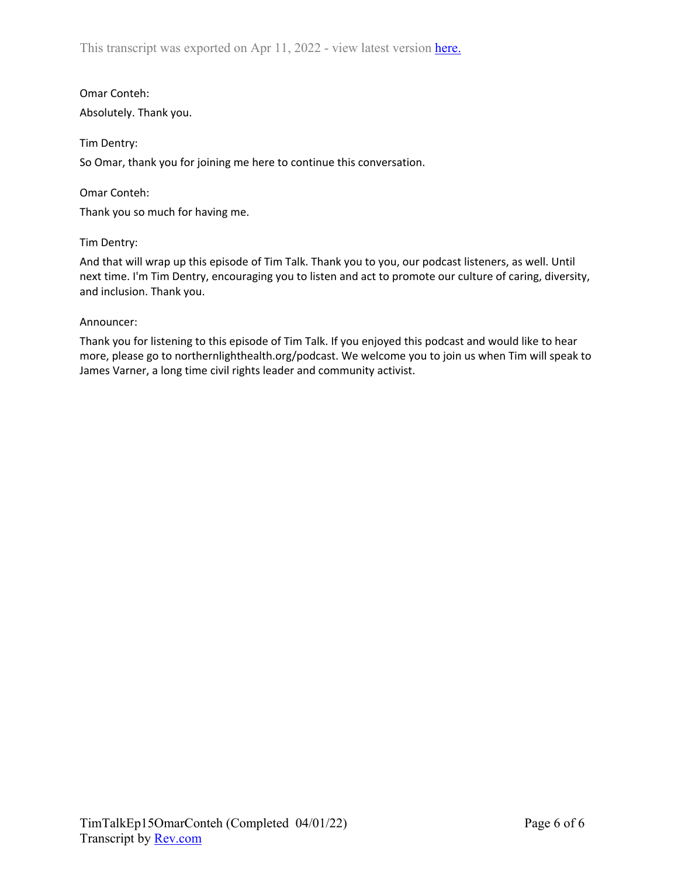Omar Conteh:

Absolutely. Thank you.

Tim Dentry:

So Omar, thank you for joining me here to continue this conversation.

Omar Conteh:

Thank you so much for having me.

Tim Dentry:

And that will wrap up this episode of Tim Talk. Thank you to you, our podcast listeners, as well. Until next time. I'm Tim Dentry, encouraging you to listen and act to promote our culture of caring, diversity, and inclusion. Thank you.

Announcer:

Thank you for listening to this episode of Tim Talk. If you enjoyed this podcast and would like to hear more, please go to northernlighthealth.org/podcast. We welcome you to join us when Tim will speak to James Varner, a long time civil rights leader and community activist.